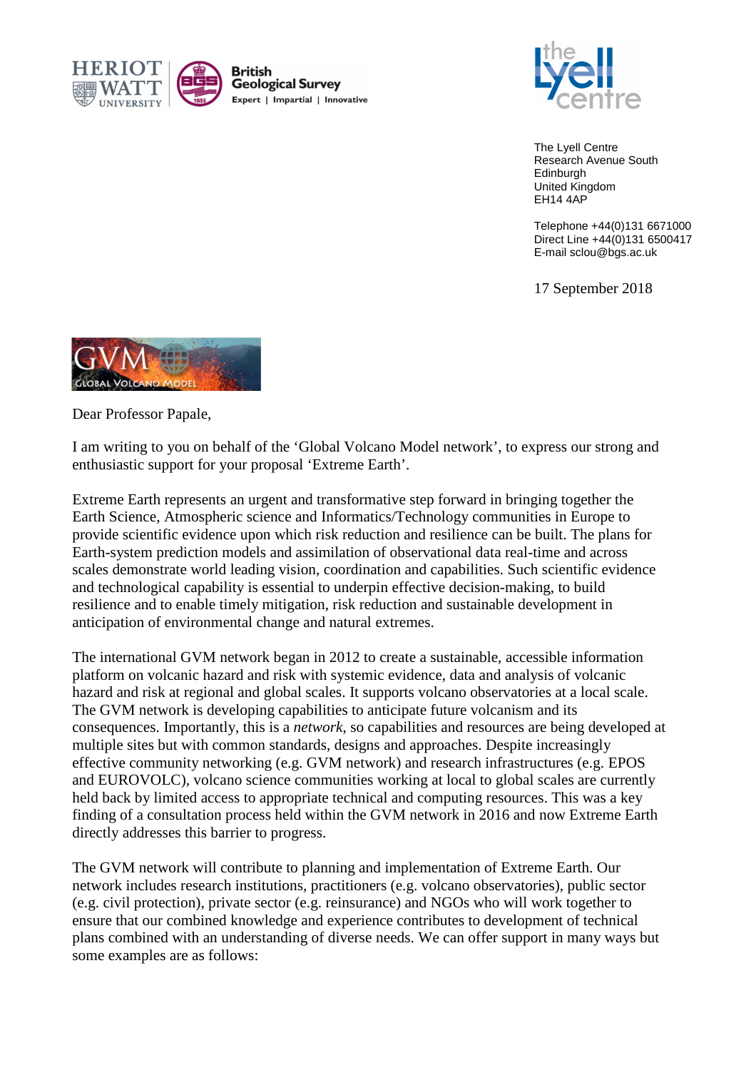The Lyell Centre
Research Avenue South
Edinburgh
United Kingdom
EH14 4AP

Telephone +44(0)131 6671000
Direct Line +44(0)131 6500417
E-mail sclou@bgs.ac.uk

17 September 2018

Dear Professor Papale,

I am writing to you on behalf of the 'Global Volcano Model network', to express our strong and enthusiastic support for your proposal 'Extreme Earth'.

Extreme Earth represents an urgent and transformative step forward in bringing together the Earth Science, Atmospheric science and Informatics/Technology communities in Europe to provide scientific evidence upon which risk reduction and resilience can be built. The plans for Earth-system prediction models and assimilation of observational data real-time and across scales demonstrate world leading vision, coordination and capabilities. Such scientific evidence and technological capability is essential to underpin effective decision-making, to build resilience and to enable timely mitigation, risk reduction and sustainable development in anticipation of environmental change and natural extremes.

The international GVM network began in 2012 to create a sustainable, accessible information platform on volcanic hazard and risk with systemic evidence, data and analysis of volcanic hazard and risk at regional and global scales. It supports volcano observatories at a local scale. The GVM network is developing capabilities to anticipate future volcanism and its consequences. Importantly, this is a *network*, so capabilities and resources are being developed at multiple sites but with common standards, designs and approaches. Despite increasingly effective community networking (e.g. GVM network) and research infrastructures (e.g. EPOS and EUROVOLC), volcano science communities working at local to global scales are currently held back by limited access to appropriate technical and computing resources. This was a key finding of a consultation process held within the GVM network in 2016 and now Extreme Earth directly addresses this barrier to progress.

The GVM network will contribute to planning and implementation of Extreme Earth. Our network includes research institutions, practitioners (e.g. volcano observatories), public sector (e.g. civil protection), private sector (e.g. reinsurance) and NGOs who will work together to ensure that our combined knowledge and experience contributes to development of technical plans combined with an understanding of diverse needs. We can offer support in many ways but some examples are as follows: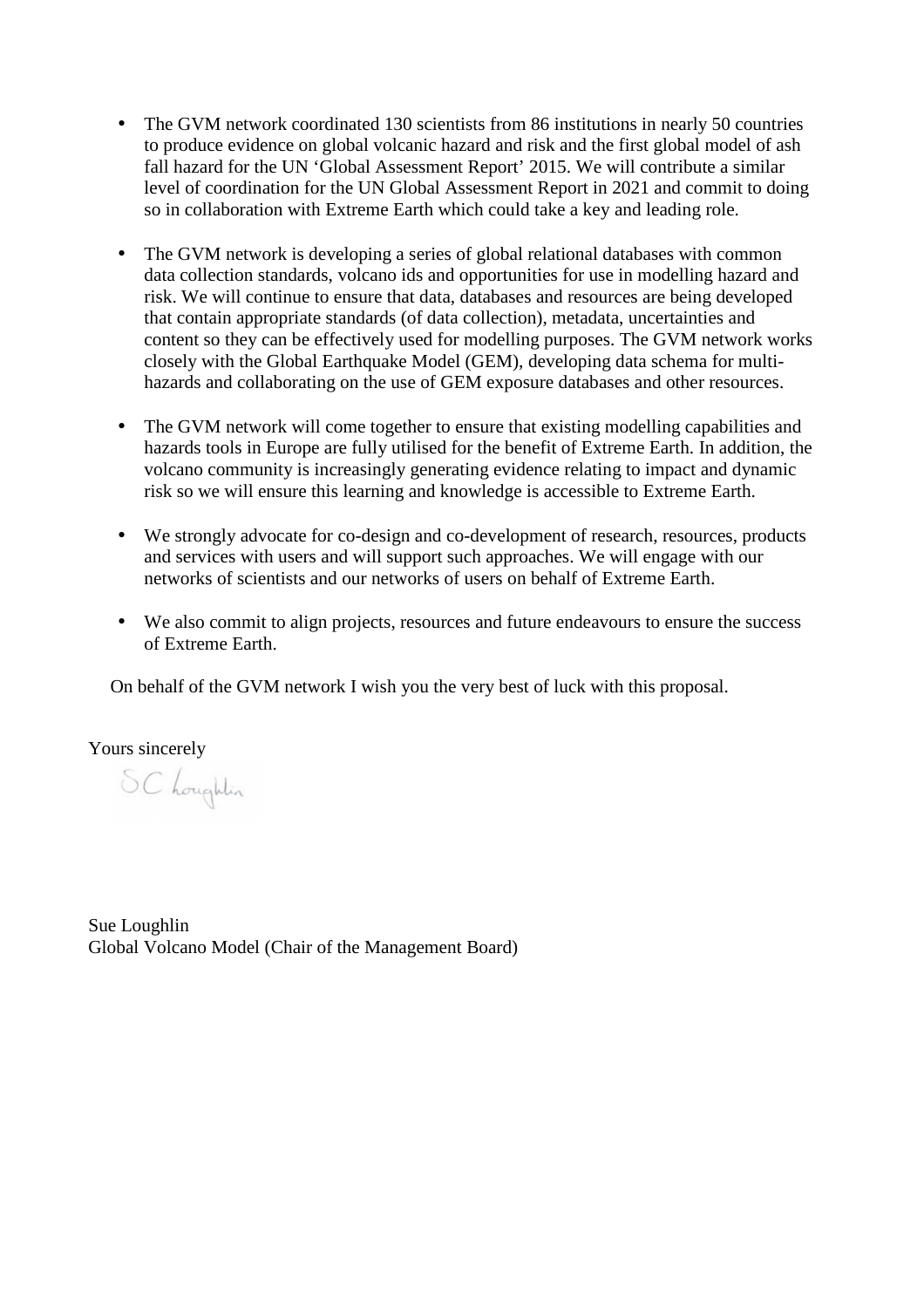- The GVM network coordinated 130 scientists from 86 institutions in nearly 50 countries to produce evidence on global volcanic hazard and risk and the first global model of ash fall hazard for the UN 'Global Assessment Report' 2015. We will contribute a similar level of coordination for the UN Global Assessment Report in 2021 and commit to doing so in collaboration with Extreme Earth which could take a key and leading role.

- The GVM network is developing a series of global relational databases with common data collection standards, volcano ids and opportunities for use in modelling hazard and risk. We will continue to ensure that data, databases and resources are being developed that contain appropriate standards (of data collection), metadata, uncertainties and content so they can be effectively used for modelling purposes. The GVM network works closely with the Global Earthquake Model (GEM), developing data schema for multi-hazards and collaborating on the use of GEM exposure databases and other resources.

- The GVM network will come together to ensure that existing modelling capabilities and hazards tools in Europe are fully utilised for the benefit of Extreme Earth. In addition, the volcano community is increasingly generating evidence relating to impact and dynamic risk so we will ensure this learning and knowledge is accessible to Extreme Earth.

- We strongly advocate for co-design and co-development of research, resources, products and services with users and will support such approaches. We will engage with our networks of scientists and our networks of users on behalf of Extreme Earth.

- We also commit to align projects, resources and future endeavours to ensure the success of Extreme Earth.

On behalf of the GVM network I wish you the very best of luck with this proposal.

Yours sincerely

SC Loughlin

Sue Loughlin
Global Volcano Model (Chair of the Management Board)